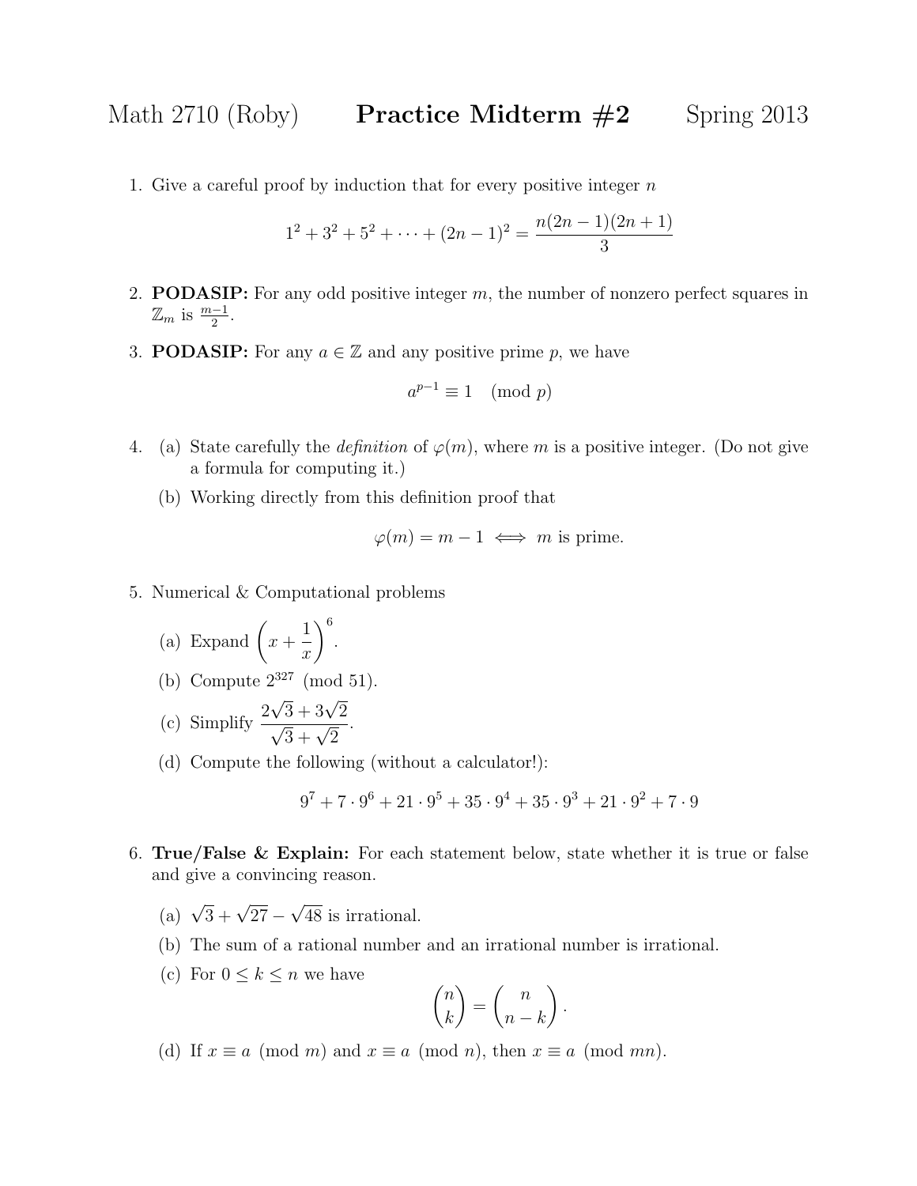# Math 2710 (Roby) **Practice Midterm #2** Spring 2013

1. Give a careful proof by induction that for every positive integer $n$

$$1^2 + 3^2 + 5^2 + \cdots + (2n-1)^2 = \frac{n(2n-1)(2n+1)}{3}$$

2. **PODASIP:** For any odd positive integer $m$, the number of nonzero perfect squares in $\mathbb{Z}_m$ is $\frac{m-1}{2}$.

3. **PODASIP:** For any $a \in \mathbb{Z}$ and any positive prime $p$, we have

$$a^{p-1} \equiv 1 \pmod{p}$$

4. (a) State carefully the *definition* of $\varphi(m)$, where $m$ is a positive integer. (Do not give a formula for computing it.)

   (b) Working directly from this definition proof that

$$\varphi(m) = m - 1 \iff m \text{ is prime.}$$

5. Numerical & Computational problems

   (a) Expand $\left(x + \frac{1}{x}\right)^6$.

   (b) Compute $2^{327} \pmod{51}$.

   (c) Simplify $\frac{2\sqrt{3} + 3\sqrt{2}}{\sqrt{3} + \sqrt{2}}$.

   (d) Compute the following (without a calculator!):

$$9^7 + 7 \cdot 9^6 + 21 \cdot 9^5 + 35 \cdot 9^4 + 35 \cdot 9^3 + 21 \cdot 9^2 + 7 \cdot 9$$

6. **True/False & Explain:** For each statement below, state whether it is true or false and give a convincing reason.

   (a) $\sqrt{3} + \sqrt{27} - \sqrt{48}$ is irrational.

   (b) The sum of a rational number and an irrational number is irrational.

   (c) For $0 \le k \le n$ we have

$$\binom{n}{k} = \binom{n}{n-k}.$$

   (d) If $x \equiv a \pmod{m}$ and $x \equiv a \pmod{n}$, then $x \equiv a \pmod{mn}$.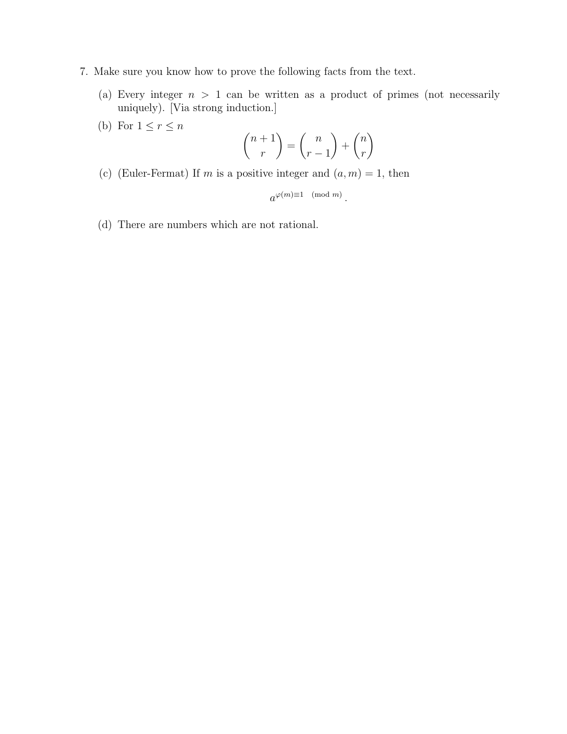7. Make sure you know how to prove the following facts from the text.

   (a) Every integer $n > 1$ can be written as a product of primes (not necessarily uniquely). [Via strong induction.]

   (b) For $1 \leq r \leq n$

   $$\binom{n+1}{r} = \binom{n}{r-1} + \binom{n}{r}$$

   (c) (Euler-Fermat) If $m$ is a positive integer and $(a, m) = 1$, then

   $$a^{\varphi(m) \equiv 1 \pmod{m}}.$$

   (d) There are numbers which are not rational.